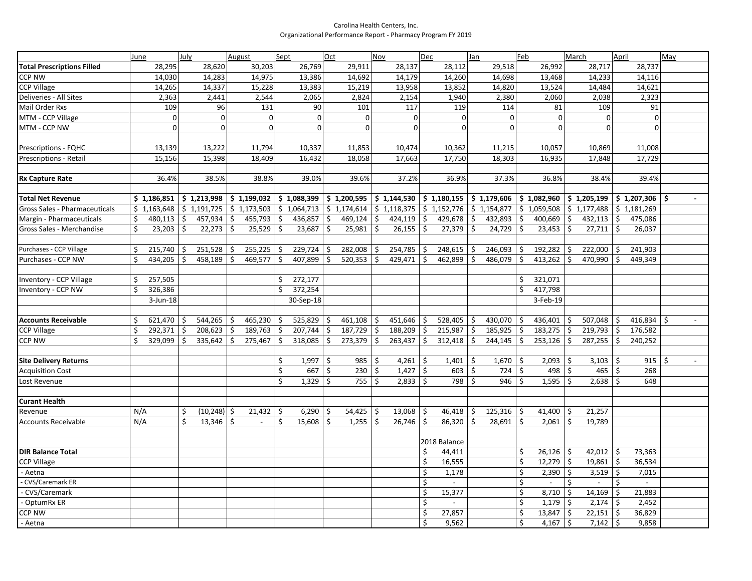Carolina Health Centers, Inc.

Organizational Performance Report - Pharmacy Program FY 2019

| | June | July | August | Sept | Oct | Nov | Dec | Jan | Feb | March | April | May |
|---|---|---|---|---|---|---|---|---|---|---|---|---|
| **Total Prescriptions Filled** | 28,295 | 28,620 | 30,203 | 26,769 | 29,911 | 28,137 | 28,112 | 29,518 | 26,992 | 28,717 | 28,737 | |
| CCP NW | 14,030 | 14,283 | 14,975 | 13,386 | 14,692 | 14,179 | 14,260 | 14,698 | 13,468 | 14,233 | 14,116 | |
| CCP Village | 14,265 | 14,337 | 15,228 | 13,383 | 15,219 | 13,958 | 13,852 | 14,820 | 13,524 | 14,484 | 14,621 | |
| Deliveries - All Sites | 2,363 | 2,441 | 2,544 | 2,065 | 2,824 | 2,154 | 1,940 | 2,380 | 2,060 | 2,038 | 2,323 | |
| Mail Order Rxs | 109 | 96 | 131 | 90 | 101 | 117 | 119 | 114 | 81 | 109 | 91 | |
| MTM - CCP Village | 0 | 0 | 0 | 0 | 0 | 0 | 0 | 0 | 0 | 0 | 0 | |
| MTM - CCP NW | 0 | 0 | 0 | 0 | 0 | 0 | 0 | 0 | 0 | 0 | 0 | |
| | | | | | | | | | | | | |
| Prescriptions - FQHC | 13,139 | 13,222 | 11,794 | 10,337 | 11,853 | 10,474 | 10,362 | 11,215 | 10,057 | 10,869 | 11,008 | |
| Prescriptions - Retail | 15,156 | 15,398 | 18,409 | 16,432 | 18,058 | 17,663 | 17,750 | 18,303 | 16,935 | 17,848 | 17,729 | |
| | | | | | | | | | | | | |
| **Rx Capture Rate** | 36.4% | 38.5% | 38.8% | 39.0% | 39.6% | 37.2% | 36.9% | 37.3% | 36.8% | 38.4% | 39.4% | |
| | | | | | | | | | | | | |
| **Total Net Revenue** | **$ 1,186,851** | **$ 1,213,998** | **$ 1,199,032** | **$ 1,088,399** | **$ 1,200,595** | **$ 1,144,530** | **$ 1,180,155** | **$ 1,179,606** | **$ 1,082,960** | **$ 1,205,199** | **$ 1,207,306** | **$ -** |
| Gross Sales - Pharmaceuticals | $ 1,163,648 | $ 1,191,725 | $ 1,173,503 | $ 1,064,713 | $ 1,174,614 | $ 1,118,375 | $ 1,152,776 | $ 1,154,877 | $ 1,059,508 | $ 1,177,488 | $ 1,181,269 | |
| Margin - Pharmaceuticals | $ 480,113 | $ 457,934 | $ 455,793 | $ 436,857 | $ 469,124 | $ 424,119 | $ 429,678 | $ 432,893 | $ 400,669 | $ 432,113 | $ 475,086 | |
| Gross Sales - Merchandise | $ 23,203 | $ 22,273 | $ 25,529 | $ 23,687 | $ 25,981 | $ 26,155 | $ 27,379 | $ 24,729 | $ 23,453 | $ 27,711 | $ 26,037 | |
| | | | | | | | | | | | | |
| Purchases - CCP Village | $ 215,740 | $ 251,528 | $ 255,225 | $ 229,724 | $ 282,008 | $ 254,785 | $ 248,615 | $ 246,093 | $ 192,282 | $ 222,000 | $ 241,903 | |
| Purchases - CCP NW | $ 434,205 | $ 458,189 | $ 469,577 | $ 407,899 | $ 520,353 | $ 429,471 | $ 462,899 | $ 486,079 | $ 413,262 | $ 470,990 | $ 449,349 | |
| | | | | | | | | | | | | |
| Inventory - CCP Village | $ 257,505 | | | $ 272,177 | | | | | $ 321,071 | | | |
| Inventory - CCP NW | $ 326,386 | | | $ 372,254 | | | | | $ 417,798 | | | |
| | 3-Jun-18 | | | 30-Sep-18 | | | | | 3-Feb-19 | | | |
| | | | | | | | | | | | | |
| **Accounts Receivable** | $ 621,470 | $ 544,265 | $ 465,230 | $ 525,829 | $ 461,108 | $ 451,646 | $ 528,405 | $ 430,070 | $ 436,401 | $ 507,048 | $ 416,834 | $ - |
| CCP Village | $ 292,371 | $ 208,623 | $ 189,763 | $ 207,744 | $ 187,729 | $ 188,209 | $ 215,987 | $ 185,925 | $ 183,275 | $ 219,793 | $ 176,582 | |
| CCP NW | $ 329,099 | $ 335,642 | $ 275,467 | $ 318,085 | $ 273,379 | $ 263,437 | $ 312,418 | $ 244,145 | $ 253,126 | $ 287,255 | $ 240,252 | |
| | | | | | | | | | | | | |
| **Site Delivery Returns** | | | | $ 1,997 | $ 985 | $ 4,261 | $ 1,401 | $ 1,670 | $ 2,093 | $ 3,103 | $ 915 | $ - |
| Acquisition Cost | | | | $ 667 | $ 230 | $ 1,427 | $ 603 | $ 724 | $ 498 | $ 465 | $ 268 | |
| Lost Revenue | | | | $ 1,329 | $ 755 | $ 2,833 | $ 798 | $ 946 | $ 1,595 | $ 2,638 | $ 648 | |
| | | | | | | | | | | | | |
| **Curant Health** | | | | | | | | | | | | |
| Revenue | N/A | $ (10,248) | $ 21,432 | $ 6,290 | $ 54,425 | $ 13,068 | $ 46,418 | $ 125,316 | $ 41,400 | $ 21,257 | | |
| Accounts Receivable | N/A | $ 13,346 | $ - | $ 15,608 | $ 1,255 | $ 26,746 | $ 86,320 | $ 28,691 | $ 2,061 | $ 19,789 | | |
| | | | | | | | | | | | | |
| | | | | | | | 2018 Balance | | | | | |
| **DIR Balance Total** | | | | | | | $ 44,411 | | $ 26,126 | $ 42,012 | $ 73,363 | |
| CCP Village | | | | | | | $ 16,555 | | $ 12,279 | $ 19,861 | $ 36,534 | |
| - Aetna | | | | | | | $ 1,178 | | $ 2,390 | $ 3,519 | $ 7,015 | |
| - CVS/Caremark ER | | | | | | | $ - | | $ - | $ - | $ - | |
| - CVS/Caremark | | | | | | | $ 15,377 | | $ 8,710 | $ 14,169 | $ 21,883 | |
| - OptumRx ER | | | | | | | $ - | | $ 1,179 | $ 2,174 | $ 2,452 | |
| CCP NW | | | | | | | $ 27,857 | | $ 13,847 | $ 22,151 | $ 36,829 | |
| - Aetna | | | | | | | $ 9,562 | | $ 4,167 | $ 7,142 | $ 9,858 | |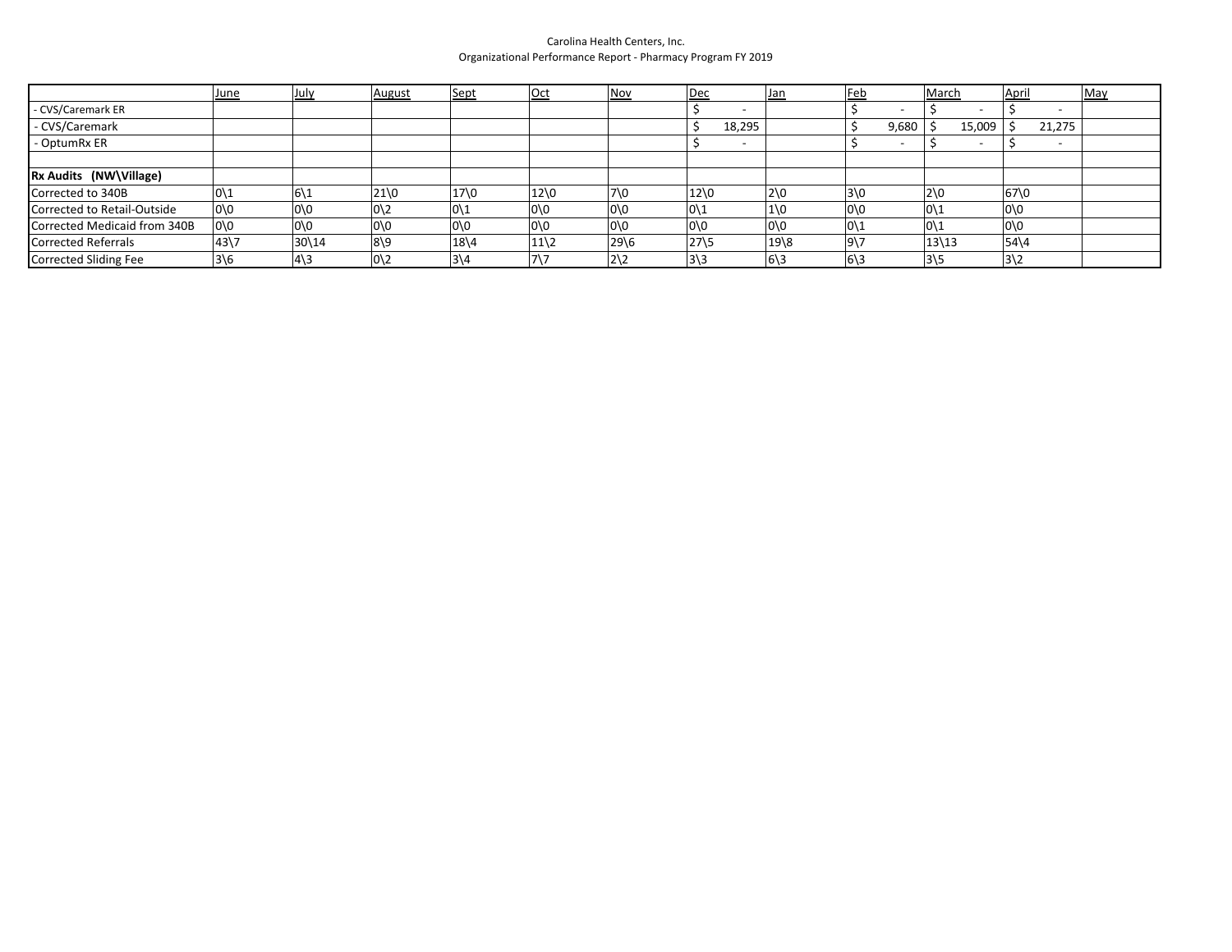Carolina Health Centers, Inc.
Organizational Performance Report - Pharmacy Program FY 2019

| | June | July | August | Sept | Oct | Nov | Dec | Jan | Feb | March | April | May |
|---|---|---|---|---|---|---|---|---|---|---|---|---|
| - CVS/Caremark ER | | | | | | | $ - | | $ - | $ - | $ - | |
| - CVS/Caremark | | | | | | | $ 18,295 | | $ 9,680 | $ 15,009 | $ 21,275 | |
| - OptumRx ER | | | | | | | $ - | | $ - | $ - | $ - | |
| | | | | | | | | | | | | |
| **Rx Audits (NW\Village)** | | | | | | | | | | | | |
| Corrected to 340B | 0\1 | 6\1 | 21\0 | 17\0 | 12\0 | 7\0 | 12\0 | 2\0 | 3\0 | 2\0 | 67\0 | |
| Corrected to Retail-Outside | 0\0 | 0\0 | 0\2 | 0\1 | 0\0 | 0\0 | 0\1 | 1\0 | 0\0 | 0\1 | 0\0 | |
| Corrected Medicaid from 340B | 0\0 | 0\0 | 0\0 | 0\0 | 0\0 | 0\0 | 0\0 | 0\0 | 0\1 | 0\1 | 0\0 | |
| Corrected Referrals | 43\7 | 30\14 | 8\9 | 18\4 | 11\2 | 29\6 | 27\5 | 19\8 | 9\7 | 13\13 | 54\4 | |
| Corrected Sliding Fee | 3\6 | 4\3 | 0\2 | 3\4 | 7\7 | 2\2 | 3\3 | 6\3 | 6\3 | 3\5 | 3\2 | |